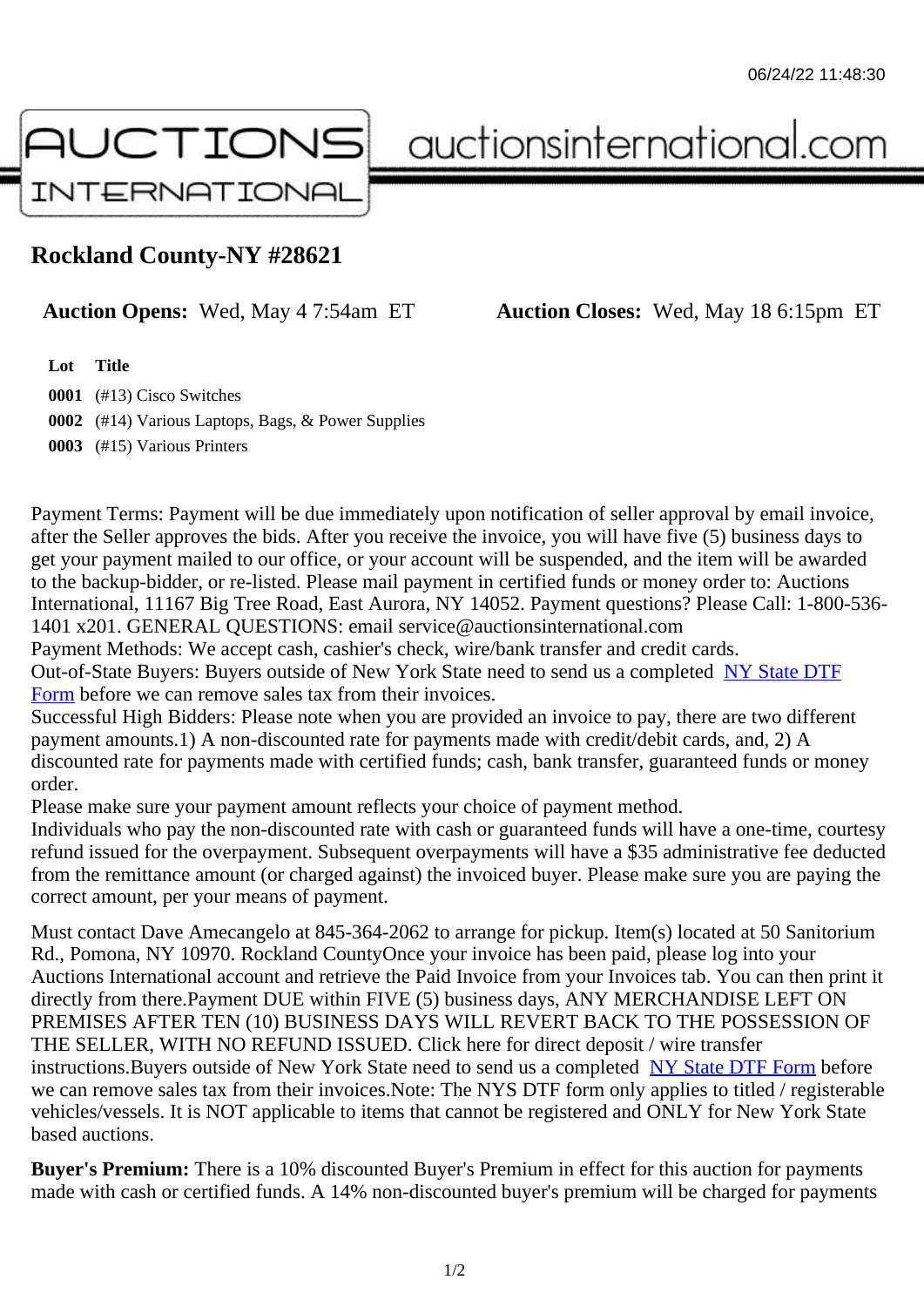# Rockland County-NY #28621

**Auction Opens:** Wed, May 4 7:54am ET **Auction Closes:** Wed, May 18 6:15pm ET

| Lot | Title |
| --- | --- |
| 0001 | (#13) Cisco Switches |
| 0002 | (#14) Various Laptops, Bags, & Power Supplies |
| 0003 | (#15) Various Printers |

Payment Terms: Payment will be due immediately upon notification of seller approval by email invoice, after the Seller approves the bids. After you receive the invoice, you will have five (5) business days to get your payment mailed to our office, or your account will be suspended, and the item will be awarded to the backup-bidder, or re-listed. Please mail payment in certified funds or money order to: Auctions International, 11167 Big Tree Road, East Aurora, NY 14052. Payment questions? Please Call: 1-800-536-1401 x201. GENERAL QUESTIONS: email service@auctionsinternational.com
Payment Methods: We accept cash, cashier's check, wire/bank transfer and credit cards.
Out-of-State Buyers: Buyers outside of New York State need to send us a completed NY State DTF Form before we can remove sales tax from their invoices.
Successful High Bidders: Please note when you are provided an invoice to pay, there are two different payment amounts.1) A non-discounted rate for payments made with credit/debit cards, and, 2) A discounted rate for payments made with certified funds; cash, bank transfer, guaranteed funds or money order.
Please make sure your payment amount reflects your choice of payment method.
Individuals who pay the non-discounted rate with cash or guaranteed funds will have a one-time, courtesy refund issued for the overpayment. Subsequent overpayments will have a $35 administrative fee deducted from the remittance amount (or charged against) the invoiced buyer. Please make sure you are paying the correct amount, per your means of payment.

Must contact Dave Amecangelo at 845-364-2062 to arrange for pickup. Item(s) located at 50 Sanitorium Rd., Pomona, NY 10970. Rockland CountyOnce your invoice has been paid, please log into your Auctions International account and retrieve the Paid Invoice from your Invoices tab. You can then print it directly from there.Payment DUE within FIVE (5) business days, ANY MERCHANDISE LEFT ON PREMISES AFTER TEN (10) BUSINESS DAYS WILL REVERT BACK TO THE POSSESSION OF THE SELLER, WITH NO REFUND ISSUED. Click here for direct deposit / wire transfer instructions.Buyers outside of New York State need to send us a completed NY State DTF Form before we can remove sales tax from their invoices.Note: The NYS DTF form only applies to titled / registerable vehicles/vessels. It is NOT applicable to items that cannot be registered and ONLY for New York State based auctions.

**Buyer's Premium:** There is a 10% discounted Buyer's Premium in effect for this auction for payments made with cash or certified funds. A 14% non-discounted buyer's premium will be charged for payments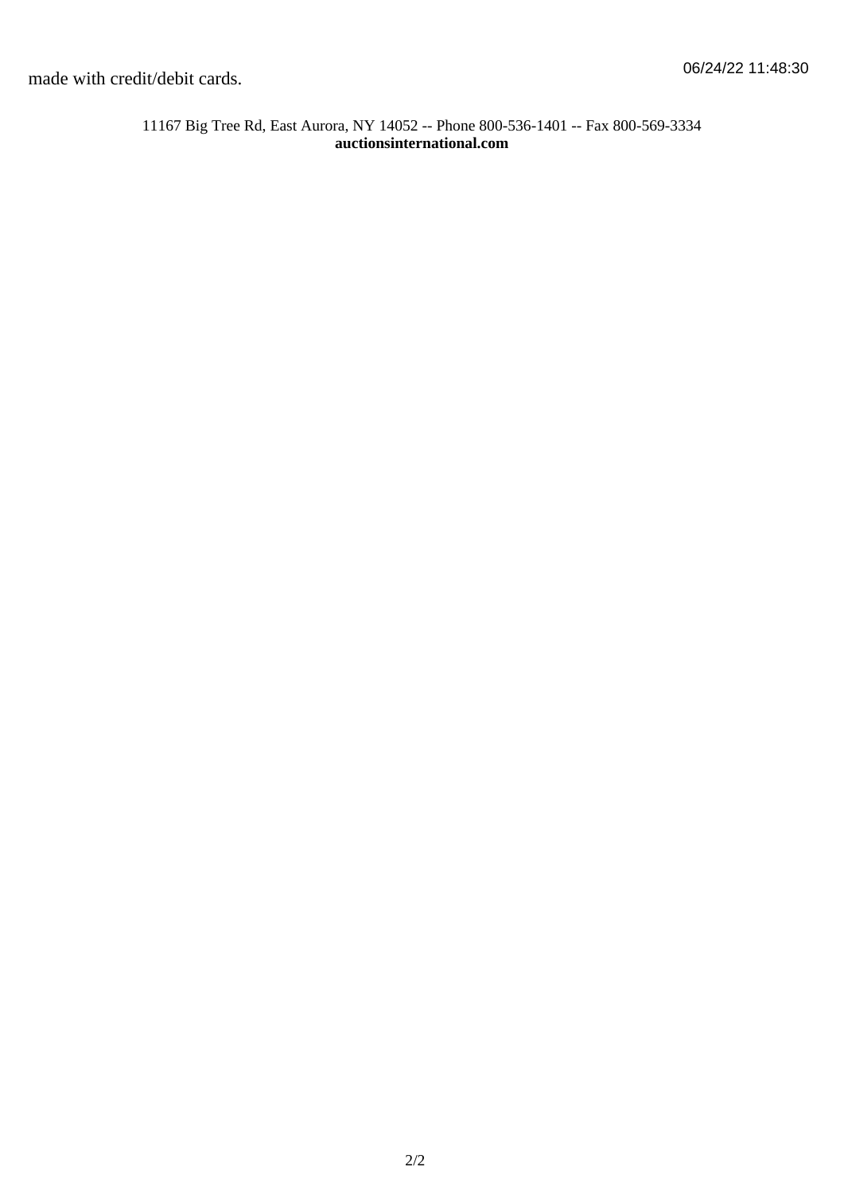made with credit/debit cards.

11167 Big Tree Rd, East Aurora, NY 14052 -- Phone 800-536-1401 -- Fax 800-569-3334
**auctionsinternational.com**